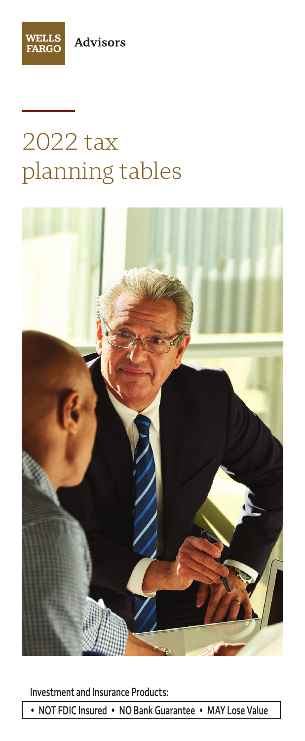WELLS FARGO Advisors

# 2022 tax planning tables

Investment and Insurance Products:

• NOT FDIC Insured • NO Bank Guarantee • MAY Lose Value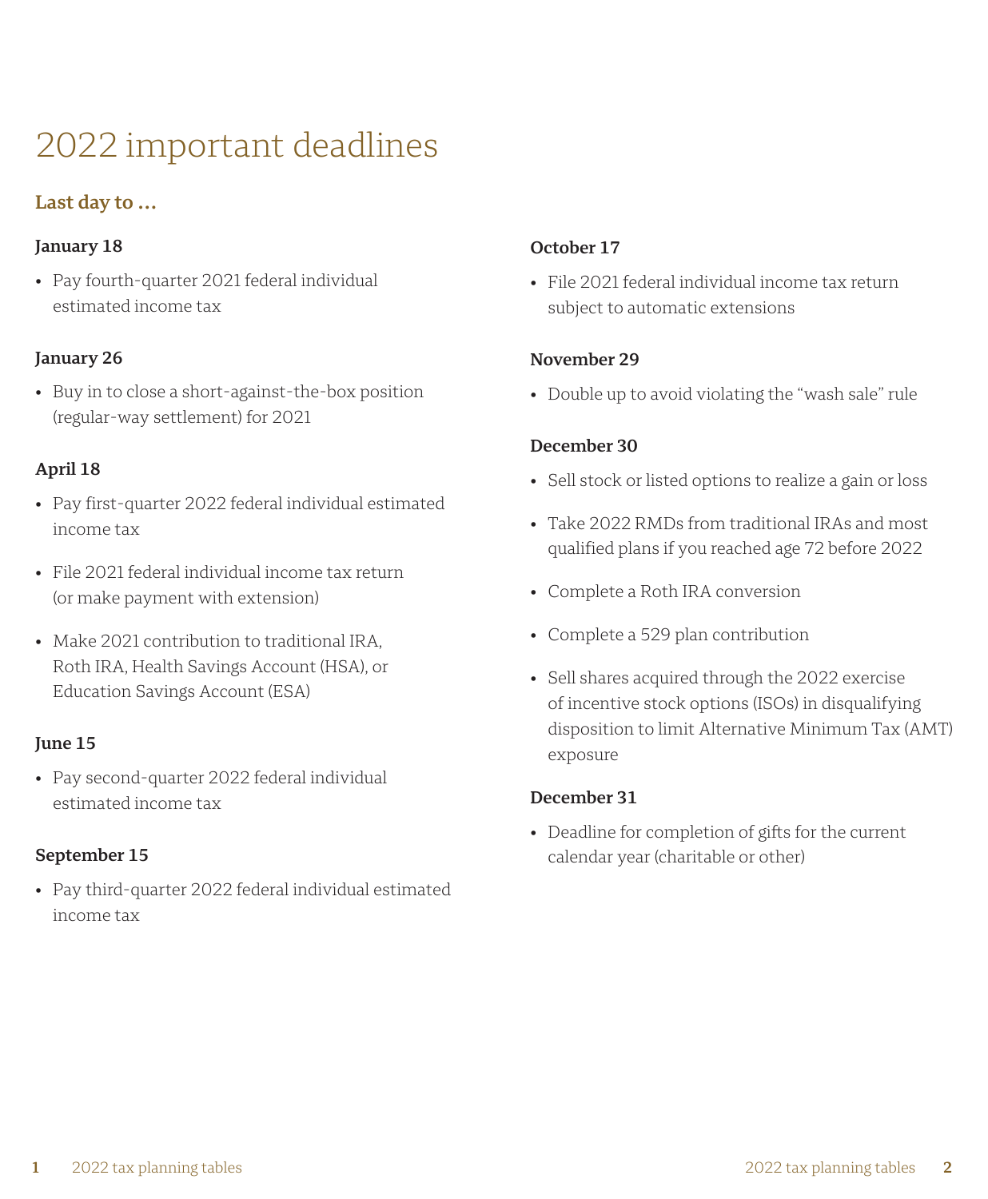# 2022 important deadlines

## Last day to …

### January 18

- Pay fourth-quarter 2021 federal individual estimated income tax

### January 26

- Buy in to close a short-against-the-box position (regular-way settlement) for 2021

### April 18

- Pay first-quarter 2022 federal individual estimated income tax
- File 2021 federal individual income tax return (or make payment with extension)
- Make 2021 contribution to traditional IRA, Roth IRA, Health Savings Account (HSA), or Education Savings Account (ESA)

### June 15

- Pay second-quarter 2022 federal individual estimated income tax

### September 15

- Pay third-quarter 2022 federal individual estimated income tax

### October 17

- File 2021 federal individual income tax return subject to automatic extensions

### November 29

- Double up to avoid violating the "wash sale" rule

### December 30

- Sell stock or listed options to realize a gain or loss
- Take 2022 RMDs from traditional IRAs and most qualified plans if you reached age 72 before 2022
- Complete a Roth IRA conversion
- Complete a 529 plan contribution
- Sell shares acquired through the 2022 exercise of incentive stock options (ISOs) in disqualifying disposition to limit Alternative Minimum Tax (AMT) exposure

### December 31

- Deadline for completion of gifts for the current calendar year (charitable or other)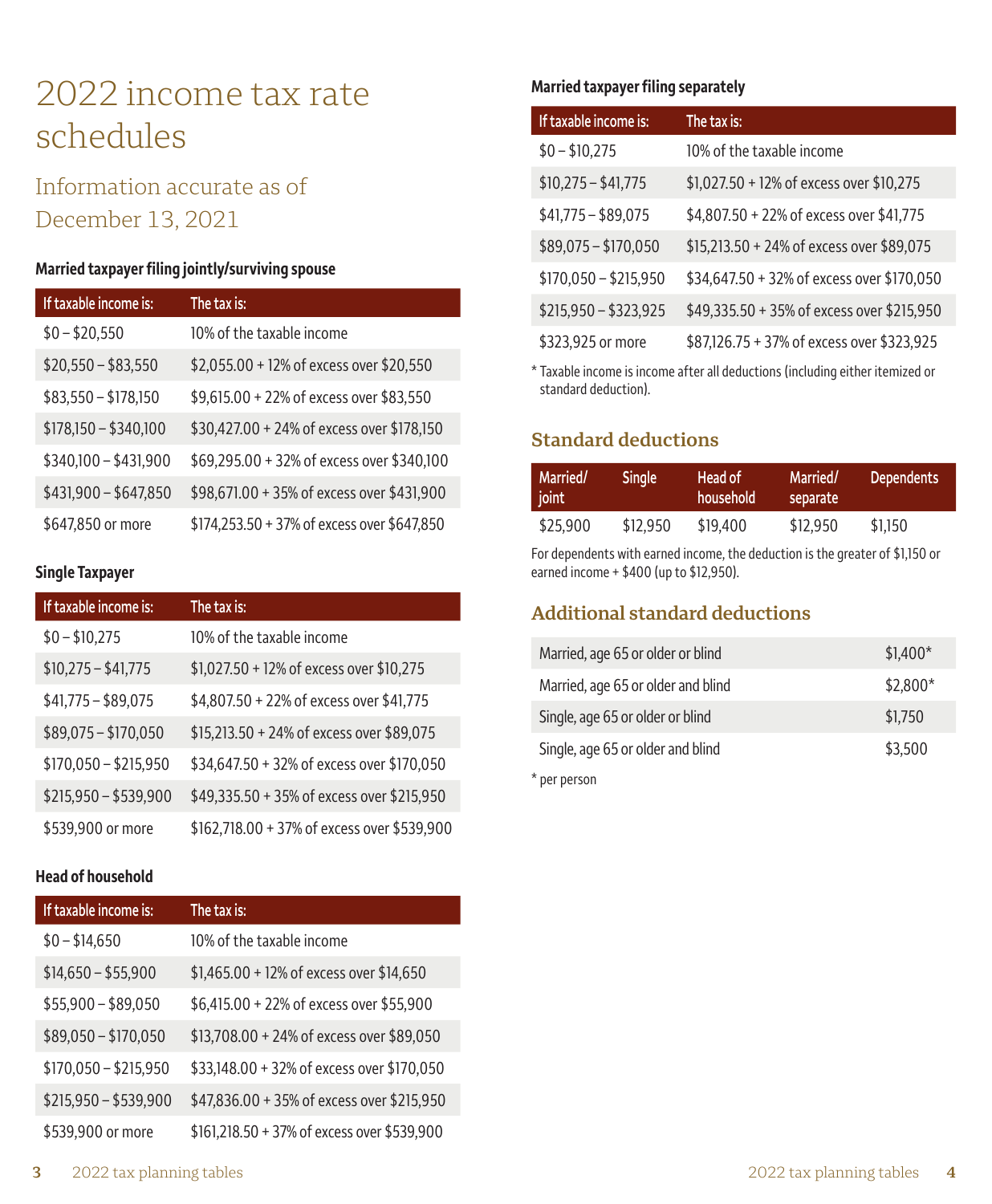# 2022 income tax rate schedules

## Information accurate as of December 13, 2021

### Married taxpayer filing jointly/surviving spouse

| If taxable income is: | The tax is: |
|---|---|
| $0 – $20,550 | 10% of the taxable income |
| $20,550 – $83,550 | $2,055.00 + 12% of excess over $20,550 |
| $83,550 – $178,150 | $9,615.00 + 22% of excess over $83,550 |
| $178,150 – $340,100 | $30,427.00 + 24% of excess over $178,150 |
| $340,100 – $431,900 | $69,295.00 + 32% of excess over $340,100 |
| $431,900 – $647,850 | $98,671.00 + 35% of excess over $431,900 |
| $647,850 or more | $174,253.50 + 37% of excess over $647,850 |

### Single Taxpayer

| If taxable income is: | The tax is: |
|---|---|
| $0 – $10,275 | 10% of the taxable income |
| $10,275 – $41,775 | $1,027.50 + 12% of excess over $10,275 |
| $41,775 – $89,075 | $4,807.50 + 22% of excess over $41,775 |
| $89,075 – $170,050 | $15,213.50 + 24% of excess over $89,075 |
| $170,050 – $215,950 | $34,647.50 + 32% of excess over $170,050 |
| $215,950 – $539,900 | $49,335.50 + 35% of excess over $215,950 |
| $539,900 or more | $162,718.00 + 37% of excess over $539,900 |

### Head of household

| If taxable income is: | The tax is: |
|---|---|
| $0 – $14,650 | 10% of the taxable income |
| $14,650 – $55,900 | $1,465.00 + 12% of excess over $14,650 |
| $55,900 – $89,050 | $6,415.00 + 22% of excess over $55,900 |
| $89,050 – $170,050 | $13,708.00 + 24% of excess over $89,050 |
| $170,050 – $215,950 | $33,148.00 + 32% of excess over $170,050 |
| $215,950 – $539,900 | $47,836.00 + 35% of excess over $215,950 |
| $539,900 or more | $161,218.50 + 37% of excess over $539,900 |

### Married taxpayer filing separately

| If taxable income is: | The tax is: |
|---|---|
| $0 – $10,275 | 10% of the taxable income |
| $10,275 – $41,775 | $1,027.50 + 12% of excess over $10,275 |
| $41,775 – $89,075 | $4,807.50 + 22% of excess over $41,775 |
| $89,075 – $170,050 | $15,213.50 + 24% of excess over $89,075 |
| $170,050 – $215,950 | $34,647.50 + 32% of excess over $170,050 |
| $215,950 – $323,925 | $49,335.50 + 35% of excess over $215,950 |
| $323,925 or more | $87,126.75 + 37% of excess over $323,925 |

* Taxable income is income after all deductions (including either itemized or standard deduction).

## Standard deductions

| Married/ joint | Single | Head of household | Married/ separate | Dependents |
|---|---|---|---|---|
| $25,900 | $12,950 | $19,400 | $12,950 | $1,150 |

For dependents with earned income, the deduction is the greater of $1,150 or earned income + $400 (up to $12,950).

## Additional standard deductions

| | |
|---|---|
| Married, age 65 or older or blind | $1,400* |
| Married, age 65 or older and blind | $2,800* |
| Single, age 65 or older or blind | $1,750 |
| Single, age 65 or older and blind | $3,500 |

* per person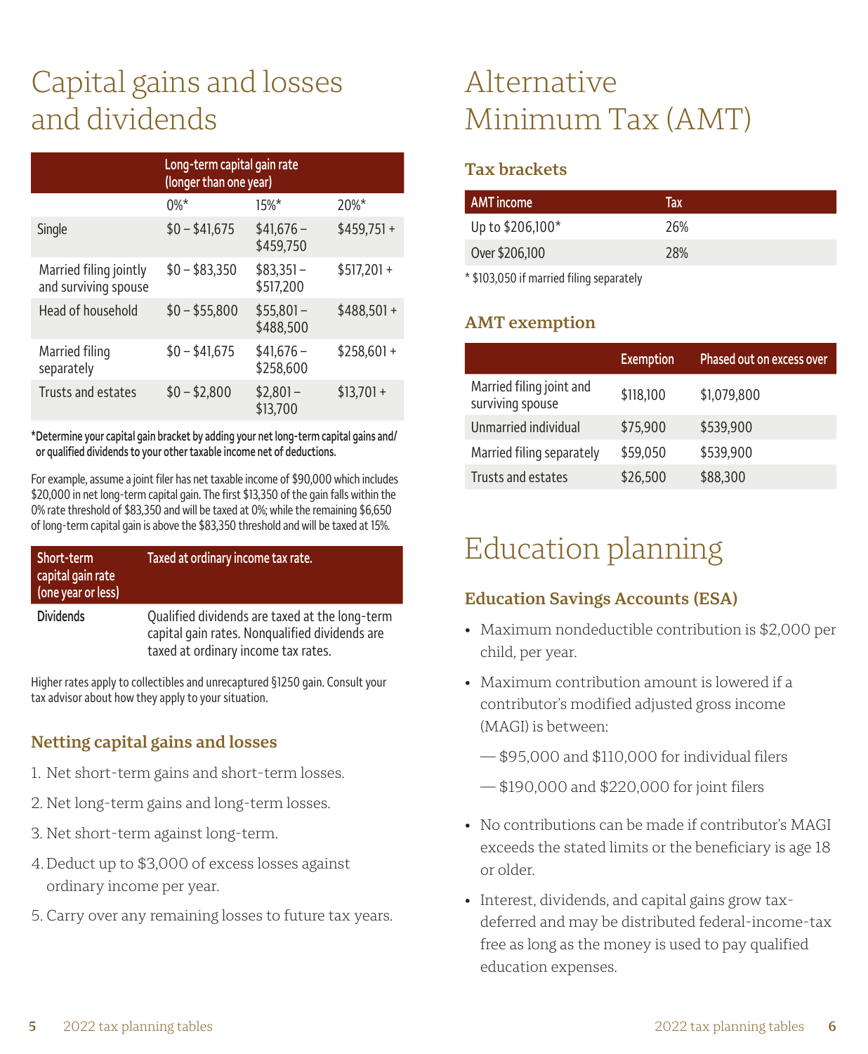# Capital gains and losses and dividends

| | Long-term capital gain rate (longer than one year) | | |
|---|---|---|---|
| | 0%* | 15%* | 20%* |
| Single | $0 – $41,675 | $41,676 – $459,750 | $459,751 + |
| Married filing jointly and surviving spouse | $0 – $83,350 | $83,351 – $517,200 | $517,201 + |
| Head of household | $0 – $55,800 | $55,801 – $488,500 | $488,501 + |
| Married filing separately | $0 – $41,675 | $41,676 – $258,600 | $258,601 + |
| Trusts and estates | $0 – $2,800 | $2,801 – $13,700 | $13,701 + |

**\*Determine your capital gain bracket by adding your net long-term capital gains and/or qualified dividends to your other taxable income net of deductions.**

For example, assume a joint filer has net taxable income of $90,000 which includes $20,000 in net long-term capital gain. The first $13,350 of the gain falls within the 0% rate threshold of $83,350 and will be taxed at 0%; while the remaining $6,650 of long-term capital gain is above the $83,350 threshold and will be taxed at 15%.

| Short-term capital gain rate (one year or less) | Taxed at ordinary income tax rate. |
|---|---|
| Dividends | Qualified dividends are taxed at the long-term capital gain rates. Nonqualified dividends are taxed at ordinary income tax rates. |

Higher rates apply to collectibles and unrecaptured §1250 gain. Consult your tax advisor about how they apply to your situation.

### Netting capital gains and losses

1. Net short-term gains and short-term losses.
2. Net long-term gains and long-term losses.
3. Net short-term against long-term.
4. Deduct up to $3,000 of excess losses against ordinary income per year.
5. Carry over any remaining losses to future tax years.

# Alternative Minimum Tax (AMT)

### Tax brackets

| AMT income | Tax |
|---|---|
| Up to $206,100* | 26% |
| Over $206,100 | 28% |

* $103,050 if married filing separately

### AMT exemption

| | Exemption | Phased out on excess over |
|---|---|---|
| Married filing joint and surviving spouse | $118,100 | $1,079,800 |
| Unmarried individual | $75,900 | $539,900 |
| Married filing separately | $59,050 | $539,900 |
| Trusts and estates | $26,500 | $88,300 |

# Education planning

### Education Savings Accounts (ESA)

- Maximum nondeductible contribution is $2,000 per child, per year.
- Maximum contribution amount is lowered if a contributor's modified adjusted gross income (MAGI) is between:
  - $95,000 and $110,000 for individual filers
  - $190,000 and $220,000 for joint filers
- No contributions can be made if contributor's MAGI exceeds the stated limits or the beneficiary is age 18 or older.
- Interest, dividends, and capital gains grow tax-deferred and may be distributed federal-income-tax free as long as the money is used to pay qualified education expenses.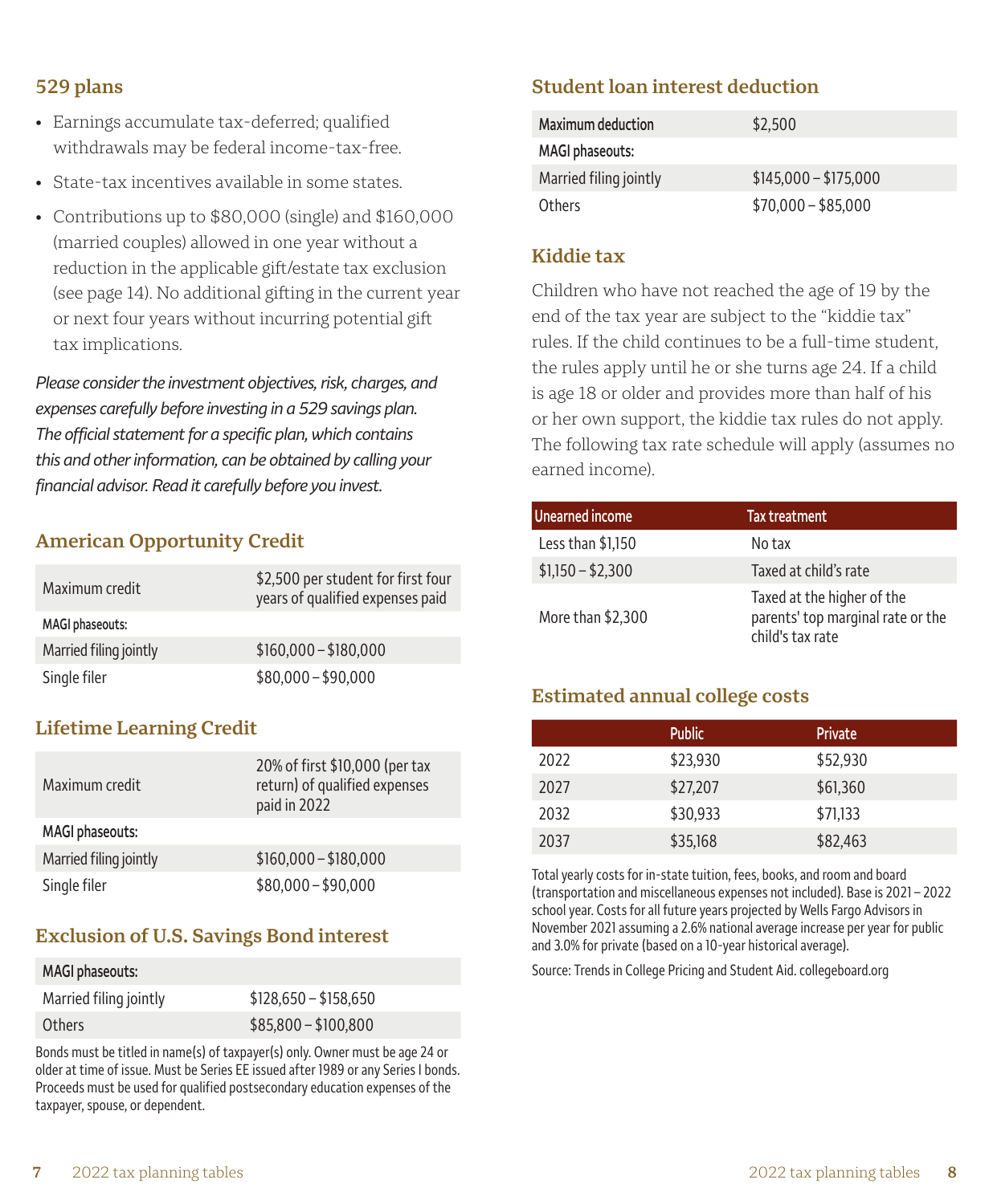## 529 plans

- Earnings accumulate tax-deferred; qualified withdrawals may be federal income-tax-free.
- State-tax incentives available in some states.
- Contributions up to $80,000 (single) and $160,000 (married couples) allowed in one year without a reduction in the applicable gift/estate tax exclusion (see page 14). No additional gifting in the current year or next four years without incurring potential gift tax implications.

*Please consider the investment objectives, risk, charges, and expenses carefully before investing in a 529 savings plan. The official statement for a specific plan, which contains this and other information, can be obtained by calling your financial advisor. Read it carefully before you invest.*

## American Opportunity Credit

| | |
|---|---|
| Maximum credit | $2,500 per student for first four years of qualified expenses paid |
| MAGI phaseouts: | |
| Married filing jointly | $160,000 – $180,000 |
| Single filer | $80,000 – $90,000 |

## Lifetime Learning Credit

| | |
|---|---|
| Maximum credit | 20% of first $10,000 (per tax return) of qualified expenses paid in 2022 |
| MAGI phaseouts: | |
| Married filing jointly | $160,000 – $180,000 |
| Single filer | $80,000 – $90,000 |

## Exclusion of U.S. Savings Bond interest

| MAGI phaseouts: | |
|---|---|
| Married filing jointly | $128,650 – $158,650 |
| Others | $85,800 – $100,800 |

Bonds must be titled in name(s) of taxpayer(s) only. Owner must be age 24 or older at time of issue. Must be Series EE issued after 1989 or any Series I bonds. Proceeds must be used for qualified postsecondary education expenses of the taxpayer, spouse, or dependent.

## Student loan interest deduction

| | |
|---|---|
| Maximum deduction | $2,500 |
| MAGI phaseouts: | |
| Married filing jointly | $145,000 – $175,000 |
| Others | $70,000 – $85,000 |

## Kiddie tax

Children who have not reached the age of 19 by the end of the tax year are subject to the "kiddie tax" rules. If the child continues to be a full-time student, the rules apply until he or she turns age 24. If a child is age 18 or older and provides more than half of his or her own support, the kiddie tax rules do not apply. The following tax rate schedule will apply (assumes no earned income).

| Unearned income | Tax treatment |
|---|---|
| Less than $1,150 | No tax |
| $1,150 – $2,300 | Taxed at child's rate |
| More than $2,300 | Taxed at the higher of the parents' top marginal rate or the child's tax rate |

## Estimated annual college costs

| | Public | Private |
|---|---|---|
| 2022 | $23,930 | $52,930 |
| 2027 | $27,207 | $61,360 |
| 2032 | $30,933 | $71,133 |
| 2037 | $35,168 | $82,463 |

Total yearly costs for in-state tuition, fees, books, and room and board (transportation and miscellaneous expenses not included). Base is 2021 – 2022 school year. Costs for all future years projected by Wells Fargo Advisors in November 2021 assuming a 2.6% national average increase per year for public and 3.0% for private (based on a 10-year historical average).

Source: Trends in College Pricing and Student Aid. collegeboard.org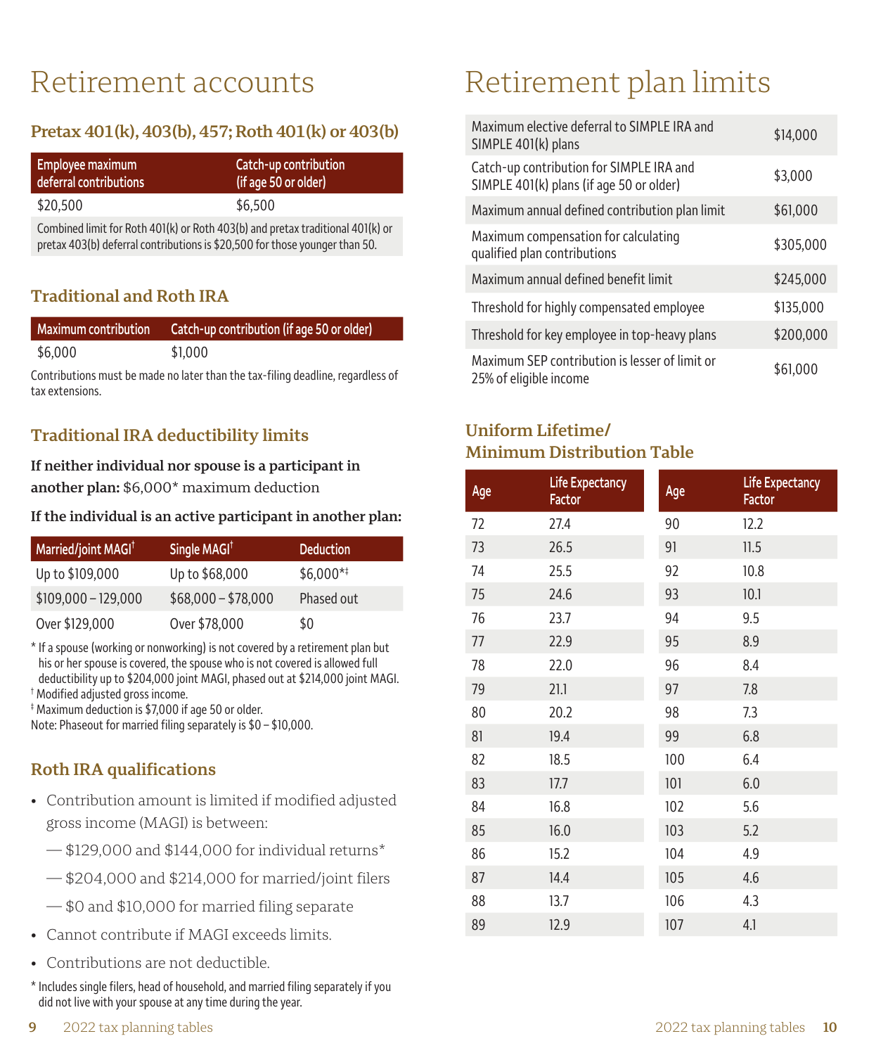# Retirement accounts

## Pretax 401(k), 403(b), 457; Roth 401(k) or 403(b)

| Employee maximum deferral contributions | Catch-up contribution (if age 50 or older) |
|---|---|
| $20,500 | $6,500 |

Combined limit for Roth 401(k) or Roth 403(b) and pretax traditional 401(k) or pretax 403(b) deferral contributions is $20,500 for those younger than 50.

## Traditional and Roth IRA

| Maximum contribution | Catch-up contribution (if age 50 or older) |
|---|---|
| $6,000 | $1,000 |

Contributions must be made no later than the tax-filing deadline, regardless of tax extensions.

## Traditional IRA deductibility limits

**If neither individual nor spouse is a participant in another plan:** $6,000* maximum deduction

**If the individual is an active participant in another plan:**

| Married/joint MAGI† | Single MAGI† | Deduction |
|---|---|---|
| Up to $109,000 | Up to $68,000 | $6,000*‡ |
| $109,000 – 129,000 | $68,000 – $78,000 | Phased out |
| Over $129,000 | Over $78,000 | $0 |

\* If a spouse (working or nonworking) is not covered by a retirement plan but his or her spouse is covered, the spouse who is not covered is allowed full deductibility up to $204,000 joint MAGI, phased out at $214,000 joint MAGI.
† Modified adjusted gross income.
‡ Maximum deduction is $7,000 if age 50 or older.
Note: Phaseout for married filing separately is $0 – $10,000.

## Roth IRA qualifications

- Contribution amount is limited if modified adjusted gross income (MAGI) is between:
  - $129,000 and $144,000 for individual returns*
  - $204,000 and $214,000 for married/joint filers
  - $0 and $10,000 for married filing separate
- Cannot contribute if MAGI exceeds limits.
- Contributions are not deductible.

\* Includes single filers, head of household, and married filing separately if you did not live with your spouse at any time during the year.

# Retirement plan limits

| | |
|---|---|
| Maximum elective deferral to SIMPLE IRA and SIMPLE 401(k) plans | $14,000 |
| Catch-up contribution for SIMPLE IRA and SIMPLE 401(k) plans (if age 50 or older) | $3,000 |
| Maximum annual defined contribution plan limit | $61,000 |
| Maximum compensation for calculating qualified plan contributions | $305,000 |
| Maximum annual defined benefit limit | $245,000 |
| Threshold for highly compensated employee | $135,000 |
| Threshold for key employee in top-heavy plans | $200,000 |
| Maximum SEP contribution is lesser of limit or 25% of eligible income | $61,000 |

## Uniform Lifetime/ Minimum Distribution Table

| Age | Life Expectancy Factor | Age | Life Expectancy Factor |
|---|---|---|---|
| 72 | 27.4 | 90 | 12.2 |
| 73 | 26.5 | 91 | 11.5 |
| 74 | 25.5 | 92 | 10.8 |
| 75 | 24.6 | 93 | 10.1 |
| 76 | 23.7 | 94 | 9.5 |
| 77 | 22.9 | 95 | 8.9 |
| 78 | 22.0 | 96 | 8.4 |
| 79 | 21.1 | 97 | 7.8 |
| 80 | 20.2 | 98 | 7.3 |
| 81 | 19.4 | 99 | 6.8 |
| 82 | 18.5 | 100 | 6.4 |
| 83 | 17.7 | 101 | 6.0 |
| 84 | 16.8 | 102 | 5.6 |
| 85 | 16.0 | 103 | 5.2 |
| 86 | 15.2 | 104 | 4.9 |
| 87 | 14.4 | 105 | 4.6 |
| 88 | 13.7 | 106 | 4.3 |
| 89 | 12.9 | 107 | 4.1 |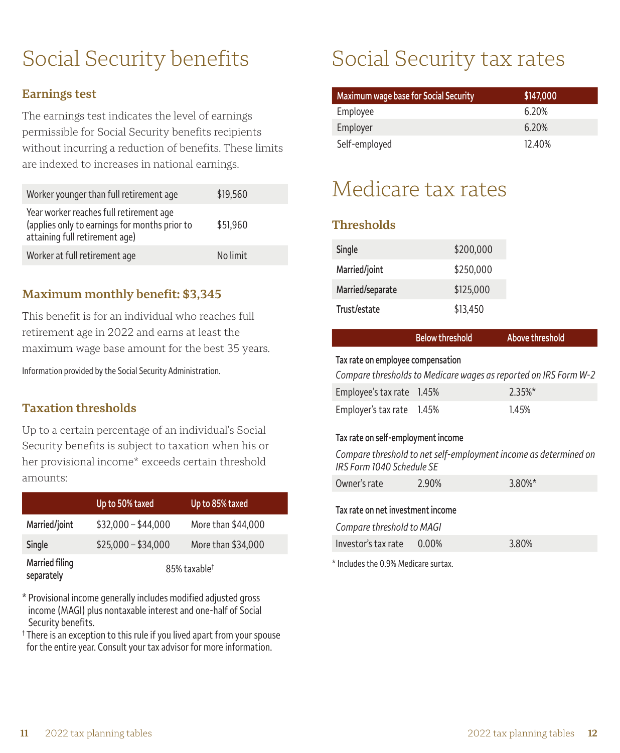# Social Security benefits

### Earnings test

The earnings test indicates the level of earnings permissible for Social Security benefits recipients without incurring a reduction of benefits. These limits are indexed to increases in national earnings.

| | |
|---|---|
| Worker younger than full retirement age | $19,560 |
| Year worker reaches full retirement age (applies only to earnings for months prior to attaining full retirement age) | $51,960 |
| Worker at full retirement age | No limit |

### Maximum monthly benefit: $3,345

This benefit is for an individual who reaches full retirement age in 2022 and earns at least the maximum wage base amount for the best 35 years.

Information provided by the Social Security Administration.

### Taxation thresholds

Up to a certain percentage of an individual's Social Security benefits is subject to taxation when his or her provisional income* exceeds certain threshold amounts:

| | Up to 50% taxed | Up to 85% taxed |
|---|---|---|
| Married/joint | $32,000 – $44,000 | More than $44,000 |
| Single | $25,000 – $34,000 | More than $34,000 |
| Married filing separately | 85% taxable† | |

* Provisional income generally includes modified adjusted gross income (MAGI) plus nontaxable interest and one-half of Social Security benefits.

† There is an exception to this rule if you lived apart from your spouse for the entire year. Consult your tax advisor for more information.

# Social Security tax rates

| Maximum wage base for Social Security | $147,000 |
|---|---|
| Employee | 6.20% |
| Employer | 6.20% |
| Self-employed | 12.40% |

# Medicare tax rates

### Thresholds

| | |
|---|---|
| Single | $200,000 |
| Married/joint | $250,000 |
| Married/separate | $125,000 |
| Trust/estate | $13,450 |

| | Below threshold | Above threshold |
|---|---|---|
| **Tax rate on employee compensation** | | |
| *Compare thresholds to Medicare wages as reported on IRS Form W-2* | | |
| Employee's tax rate | 1.45% | 2.35%* |
| Employer's tax rate | 1.45% | 1.45% |
| **Tax rate on self-employment income** | | |
| *Compare threshold to net self-employment income as determined on IRS Form 1040 Schedule SE* | | |
| Owner's rate | 2.90% | 3.80%* |
| **Tax rate on net investment income** | | |
| *Compare threshold to MAGI* | | |
| Investor's tax rate | 0.00% | 3.80% |

* Includes the 0.9% Medicare surtax.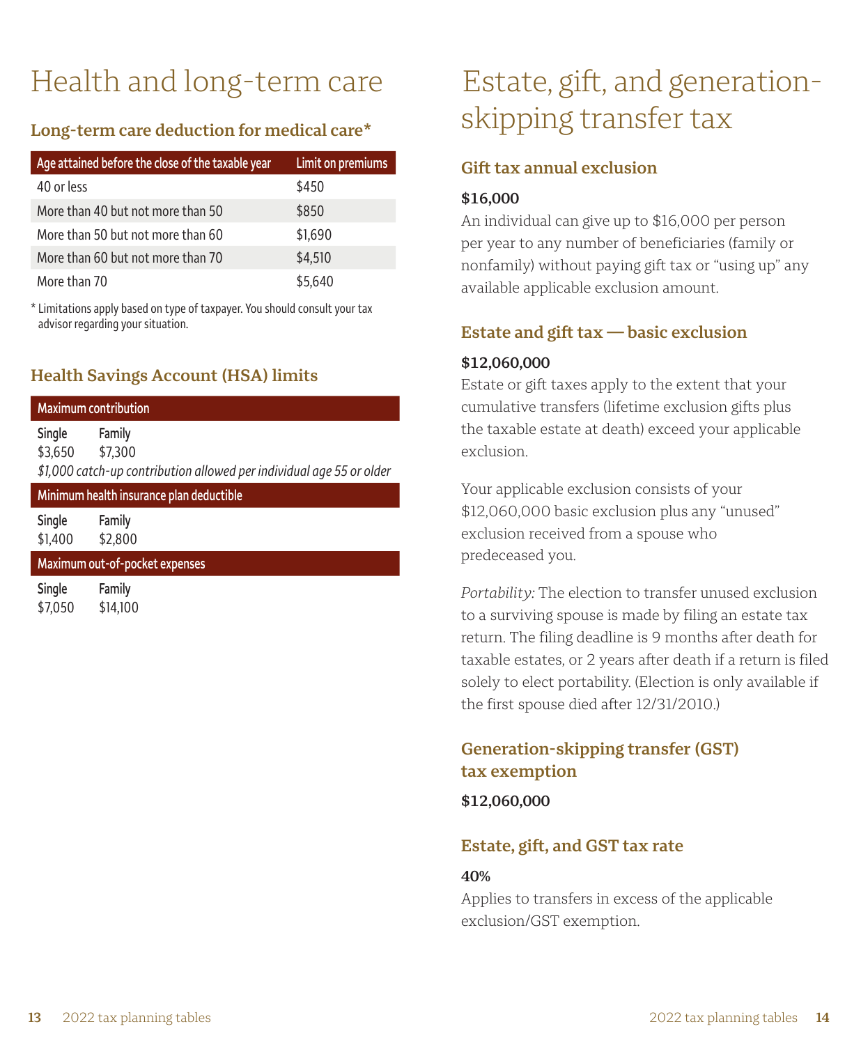# Health and long-term care

## Long-term care deduction for medical care*

| Age attained before the close of the taxable year | Limit on premiums |
|---|---|
| 40 or less | $450 |
| More than 40 but not more than 50 | $850 |
| More than 50 but not more than 60 | $1,690 |
| More than 60 but not more than 70 | $4,510 |
| More than 70 | $5,640 |

* Limitations apply based on type of taxpayer. You should consult your tax advisor regarding your situation.

## Health Savings Account (HSA) limits

**Maximum contribution**

| Single | Family |
|---|---|
| $3,650 | $7,300 |

*$1,000 catch-up contribution allowed per individual age 55 or older*

**Minimum health insurance plan deductible**

| Single | Family |
|---|---|
| $1,400 | $2,800 |

**Maximum out-of-pocket expenses**

| Single | Family |
|---|---|
| $7,050 | $14,100 |

# Estate, gift, and generation-skipping transfer tax

## Gift tax annual exclusion

**$16,000**

An individual can give up to $16,000 per person per year to any number of beneficiaries (family or nonfamily) without paying gift tax or "using up" any available applicable exclusion amount.

## Estate and gift tax — basic exclusion

**$12,060,000**

Estate or gift taxes apply to the extent that your cumulative transfers (lifetime exclusion gifts plus the taxable estate at death) exceed your applicable exclusion.

Your applicable exclusion consists of your $12,060,000 basic exclusion plus any "unused" exclusion received from a spouse who predeceased you.

*Portability:* The election to transfer unused exclusion to a surviving spouse is made by filing an estate tax return. The filing deadline is 9 months after death for taxable estates, or 2 years after death if a return is filed solely to elect portability. (Election is only available if the first spouse died after 12/31/2010.)

## Generation-skipping transfer (GST) tax exemption

**$12,060,000**

## Estate, gift, and GST tax rate

**40%**

Applies to transfers in excess of the applicable exclusion/GST exemption.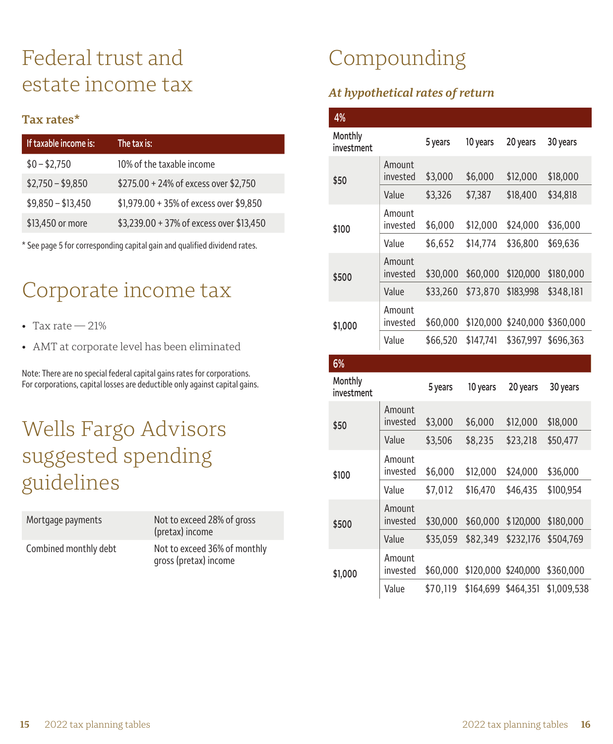# Federal trust and estate income tax

### Tax rates*

| If taxable income is: | The tax is: |
| --- | --- |
| $0 – $2,750 | 10% of the taxable income |
| $2,750 – $9,850 | $275.00 + 24% of excess over $2,750 |
| $9,850 – $13,450 | $1,979.00 + 35% of excess over $9,850 |
| $13,450 or more | $3,239.00 + 37% of excess over $13,450 |

* See page 5 for corresponding capital gain and qualified dividend rates.

# Corporate income tax

- Tax rate — 21%
- AMT at corporate level has been eliminated

Note: There are no special federal capital gains rates for corporations. For corporations, capital losses are deductible only against capital gains.

# Wells Fargo Advisors suggested spending guidelines

| | |
| --- | --- |
| Mortgage payments | Not to exceed 28% of gross (pretax) income |
| Combined monthly debt | Not to exceed 36% of monthly gross (pretax) income |

# Compounding

### *At hypothetical rates of return*

| 4% | | | | | |
| --- | --- | --- | --- | --- | --- |
| Monthly investment | | 5 years | 10 years | 20 years | 30 years |
| $50 | Amount invested | $3,000 | $6,000 | $12,000 | $18,000 |
| | Value | $3,326 | $7,387 | $18,400 | $34,818 |
| $100 | Amount invested | $6,000 | $12,000 | $24,000 | $36,000 |
| | Value | $6,652 | $14,774 | $36,800 | $69,636 |
| $500 | Amount invested | $30,000 | $60,000 | $120,000 | $180,000 |
| | Value | $33,260 | $73,870 | $183,998 | $348,181 |
| $1,000 | Amount invested | $60,000 | $120,000 | $240,000 | $360,000 |
| | Value | $66,520 | $147,741 | $367,997 | $696,363 |

| 6% | | | | | |
| --- | --- | --- | --- | --- | --- |
| Monthly investment | | 5 years | 10 years | 20 years | 30 years |
| $50 | Amount invested | $3,000 | $6,000 | $12,000 | $18,000 |
| | Value | $3,506 | $8,235 | $23,218 | $50,477 |
| $100 | Amount invested | $6,000 | $12,000 | $24,000 | $36,000 |
| | Value | $7,012 | $16,470 | $46,435 | $100,954 |
| $500 | Amount invested | $30,000 | $60,000 | $120,000 | $180,000 |
| | Value | $35,059 | $82,349 | $232,176 | $504,769 |
| $1,000 | Amount invested | $60,000 | $120,000 | $240,000 | $360,000 |
| | Value | $70,119 | $164,699 | $464,351 | $1,009,538 |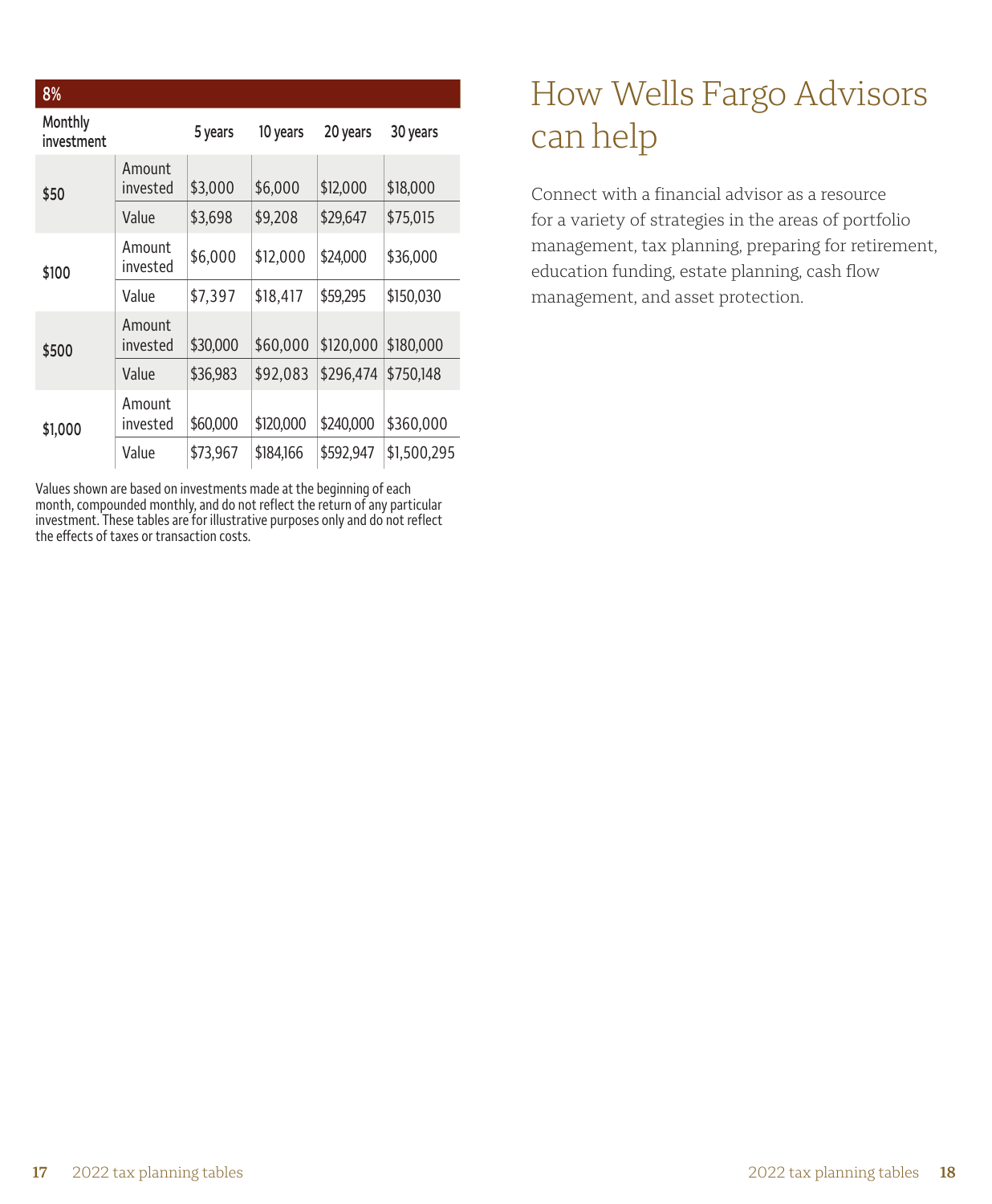| 8% | | | | | |
|---|---|---|---|---|---|
| Monthly investment | | 5 years | 10 years | 20 years | 30 years |
| $50 | Amount invested | $3,000 | $6,000 | $12,000 | $18,000 |
| | Value | $3,698 | $9,208 | $29,647 | $75,015 |
| $100 | Amount invested | $6,000 | $12,000 | $24,000 | $36,000 |
| | Value | $7,397 | $18,417 | $59,295 | $150,030 |
| $500 | Amount invested | $30,000 | $60,000 | $120,000 | $180,000 |
| | Value | $36,983 | $92,083 | $296,474 | $750,148 |
| $1,000 | Amount invested | $60,000 | $120,000 | $240,000 | $360,000 |
| | Value | $73,967 | $184,166 | $592,947 | $1,500,295 |

Values shown are based on investments made at the beginning of each month, compounded monthly, and do not reflect the return of any particular investment. These tables are for illustrative purposes only and do not reflect the effects of taxes or transaction costs.

# How Wells Fargo Advisors can help

Connect with a financial advisor as a resource for a variety of strategies in the areas of portfolio management, tax planning, preparing for retirement, education funding, estate planning, cash flow management, and asset protection.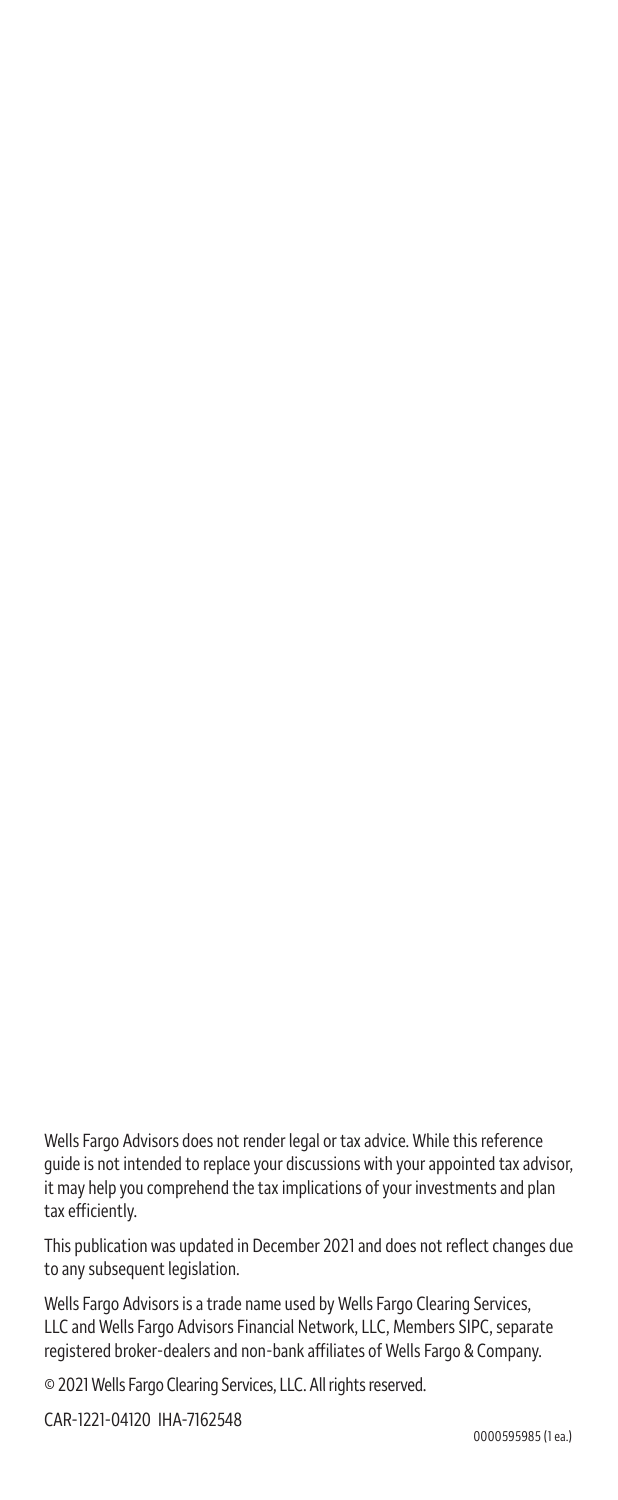Wells Fargo Advisors does not render legal or tax advice. While this reference guide is not intended to replace your discussions with your appointed tax advisor, it may help you comprehend the tax implications of your investments and plan tax efficiently.

This publication was updated in December 2021 and does not reflect changes due to any subsequent legislation.

Wells Fargo Advisors is a trade name used by Wells Fargo Clearing Services, LLC and Wells Fargo Advisors Financial Network, LLC, Members SIPC, separate registered broker-dealers and non-bank affiliates of Wells Fargo & Company.

© 2021 Wells Fargo Clearing Services, LLC. All rights reserved.

CAR-1221-04120 IHA-7162548

0000595985 (1 ea.)